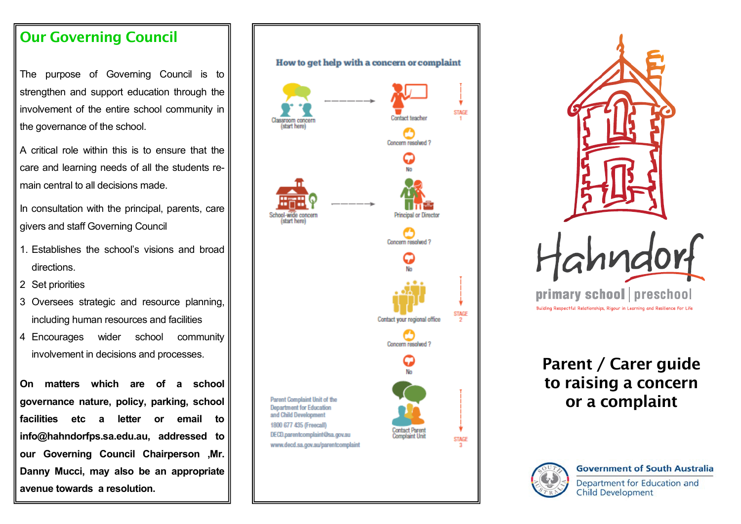## Our Governing Council

The purpose of Governing Council is to strengthen and support education through the involvement of the entire school community in the governance of the school.

A critical role within this is to ensure that the care and learning needs of all the students remain central to all decisions made.

In consultation with the principal, parents, care givers and staff Governing Council

1. Establishes the school's visions and broad directions.
2. Set priorities
3. Oversees strategic and resource planning, including human resources and facilities
4. Encourages wider school community involvement in decisions and processes.

**On matters which are of a school governance nature, policy, parking, school facilities etc a letter or email to info@hahndorfps.sa.edu.au, addressed to our Governing Council Chairperson ,Mr. Danny Mucci, may also be an appropriate avenue towards a resolution.**

### How to get help with a concern or complaint

**STAGE 1**

Classroom concern (start here) → Contact teacher

Concern resolved ?

No

School-wide concern (start here) → Principal or Director

Concern resolved ?

No

**STAGE 2**

Contact your regional office

Concern resolved ?

No

**STAGE 3**

Contact Parent Complaint Unit

Parent Complaint Unit of the Department for Education and Child Development

1800 677 435 (Freecall)

DECD.parentcomplaint@sa.gov.au

www.decd.sa.gov.au/parentcomplaint

Hahndorf primary school | preschool

Building Respectful Relationships, Rigour in Learning and Resilience For Life

# Parent / Carer guide to raising a concern or a complaint

Government of South Australia

Department for Education and Child Development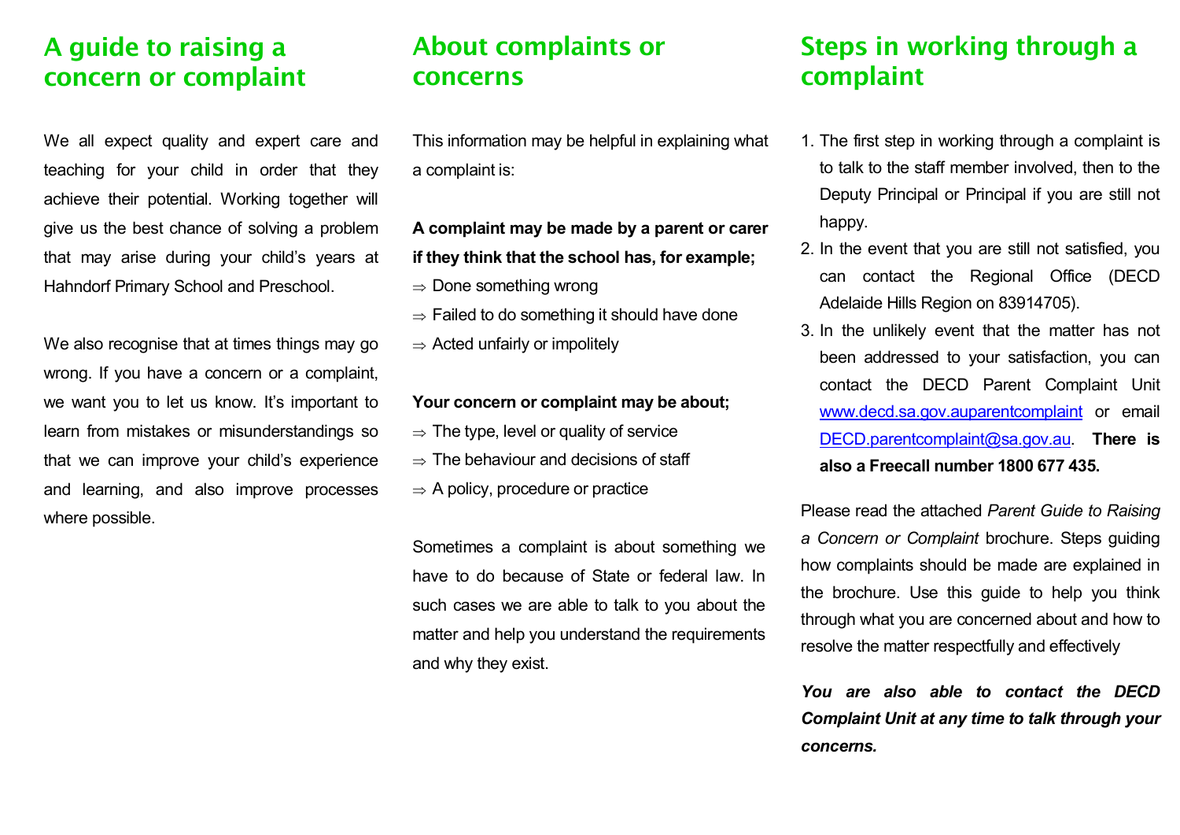## A guide to raising a concern or complaint

We all expect quality and expert care and teaching for your child in order that they achieve their potential. Working together will give us the best chance of solving a problem that may arise during your child's years at Hahndorf Primary School and Preschool.

We also recognise that at times things may go wrong. If you have a concern or a complaint, we want you to let us know. It's important to learn from mistakes or misunderstandings so that we can improve your child's experience and learning, and also improve processes where possible.

## About complaints or concerns

This information may be helpful in explaining what a complaint is:

**A complaint may be made by a parent or carer if they think that the school has, for example;**

⇒ Done something wrong
⇒ Failed to do something it should have done
⇒ Acted unfairly or impolitely

**Your concern or complaint may be about;**

⇒ The type, level or quality of service
⇒ The behaviour and decisions of staff
⇒ A policy, procedure or practice

Sometimes a complaint is about something we have to do because of State or federal law. In such cases we are able to talk to you about the matter and help you understand the requirements and why they exist.

## Steps in working through a complaint

1. The first step in working through a complaint is to talk to the staff member involved, then to the Deputy Principal or Principal if you are still not happy.
2. In the event that you are still not satisfied, you can contact the Regional Office (DECD Adelaide Hills Region on 83914705).
3. In the unlikely event that the matter has not been addressed to your satisfaction, you can contact the DECD Parent Complaint Unit www.decd.sa.gov.auparentcomplaint or email DECD.parentcomplaint@sa.gov.au. **There is also a Freecall number 1800 677 435.**

Please read the attached *Parent Guide to Raising a Concern or Complaint* brochure. Steps guiding how complaints should be made are explained in the brochure. Use this guide to help you think through what you are concerned about and how to resolve the matter respectfully and effectively

***You are also able to contact the DECD Complaint Unit at any time to talk through your concerns.***